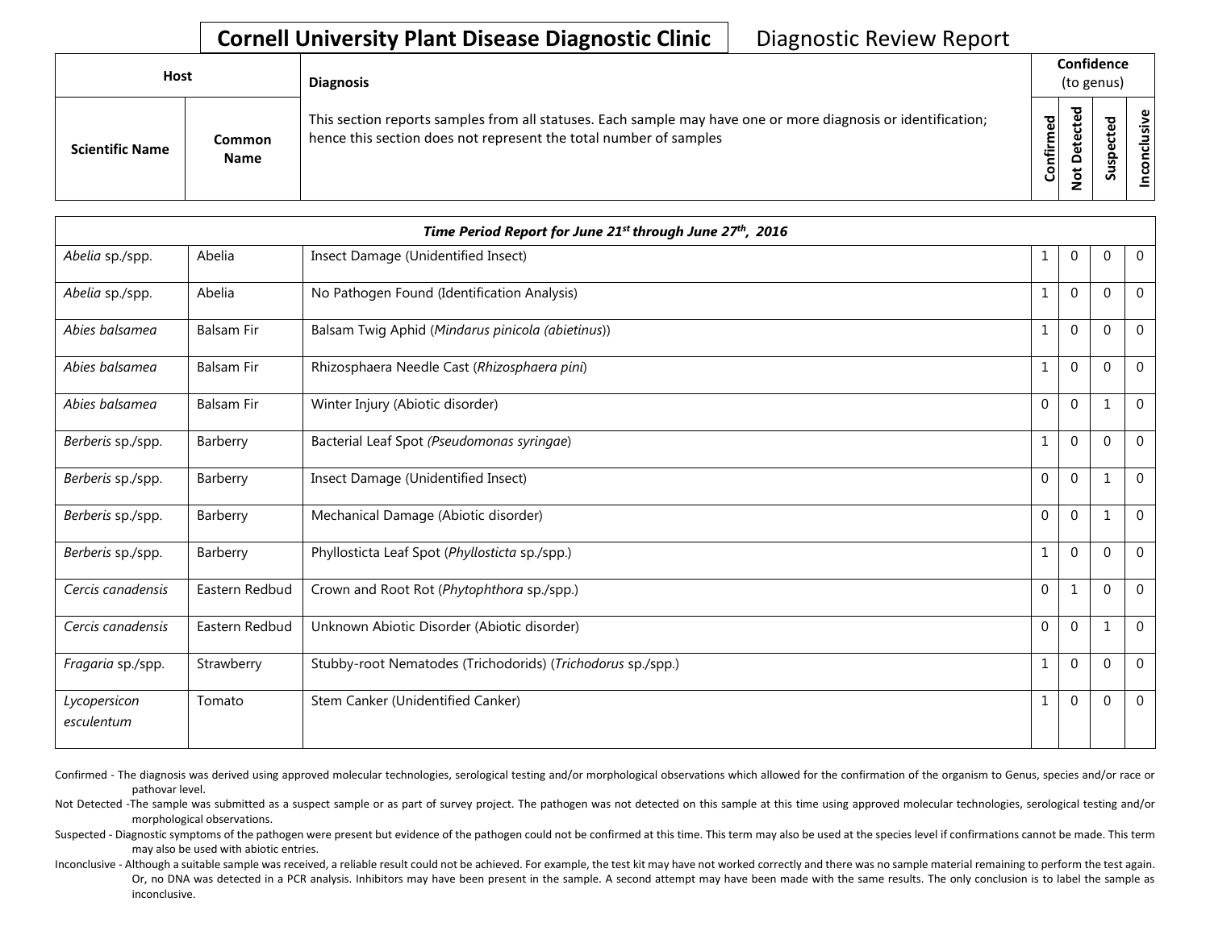# Cornell University Plant Disease Diagnostic Clinic

Diagnostic Review Report

| Host | | Diagnosis | Confidence (to genus) | | | |
|---|---|---|---|---|---|---|
| Scientific Name | Common Name | This section reports samples from all statuses. Each sample may have one or more diagnosis or identification; hence this section does not represent the total number of samples | Confirmed | Not Detected | Suspected | Inconclusive |
| ***Time Period Report for June 21st through June 27th, 2016*** | | | | | | |
| *Abelia* sp./spp. | Abelia | Insect Damage (Unidentified Insect) | 1 | 0 | 0 | 0 |
| *Abelia* sp./spp. | Abelia | No Pathogen Found (Identification Analysis) | 1 | 0 | 0 | 0 |
| *Abies balsamea* | Balsam Fir | Balsam Twig Aphid (*Mindarus pinicola (abietinus)*) | 1 | 0 | 0 | 0 |
| *Abies balsamea* | Balsam Fir | Rhizosphaera Needle Cast (*Rhizosphaera pini*) | 1 | 0 | 0 | 0 |
| *Abies balsamea* | Balsam Fir | Winter Injury (Abiotic disorder) | 0 | 0 | 1 | 0 |
| *Berberis* sp./spp. | Barberry | Bacterial Leaf Spot (*Pseudomonas syringae*) | 1 | 0 | 0 | 0 |
| *Berberis* sp./spp. | Barberry | Insect Damage (Unidentified Insect) | 0 | 0 | 1 | 0 |
| *Berberis* sp./spp. | Barberry | Mechanical Damage (Abiotic disorder) | 0 | 0 | 1 | 0 |
| *Berberis* sp./spp. | Barberry | Phyllosticta Leaf Spot (*Phyllosticta* sp./spp.) | 1 | 0 | 0 | 0 |
| *Cercis canadensis* | Eastern Redbud | Crown and Root Rot (*Phytophthora* sp./spp.) | 0 | 1 | 0 | 0 |
| *Cercis canadensis* | Eastern Redbud | Unknown Abiotic Disorder (Abiotic disorder) | 0 | 0 | 1 | 0 |
| *Fragaria* sp./spp. | Strawberry | Stubby-root Nematodes (Trichodorids) (*Trichodorus* sp./spp.) | 1 | 0 | 0 | 0 |
| *Lycopersicon esculentum* | Tomato | Stem Canker (Unidentified Canker) | 1 | 0 | 0 | 0 |

Confirmed - The diagnosis was derived using approved molecular technologies, serological testing and/or morphological observations which allowed for the confirmation of the organism to Genus, species and/or race or pathovar level.

Not Detected -The sample was submitted as a suspect sample or as part of survey project. The pathogen was not detected on this sample at this time using approved molecular technologies, serological testing and/or morphological observations.

Suspected - Diagnostic symptoms of the pathogen were present but evidence of the pathogen could not be confirmed at this time. This term may also be used at the species level if confirmations cannot be made. This term may also be used with abiotic entries.

Inconclusive - Although a suitable sample was received, a reliable result could not be achieved. For example, the test kit may have not worked correctly and there was no sample material remaining to perform the test again. Or, no DNA was detected in a PCR analysis. Inhibitors may have been present in the sample. A second attempt may have been made with the same results. The only conclusion is to label the sample as inconclusive.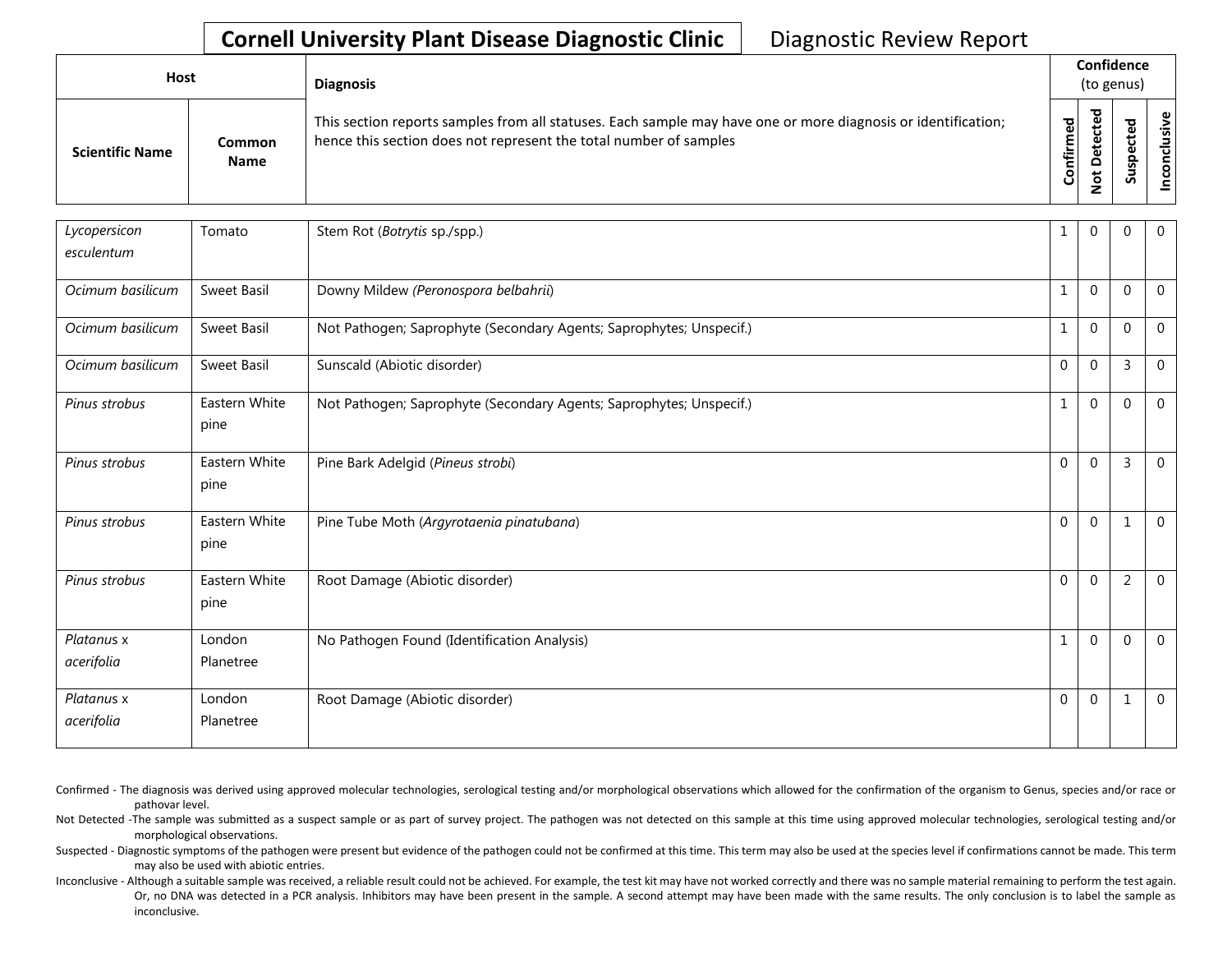# Cornell University Plant Disease Diagnostic Clinic

Diagnostic Review Report

| Host | | Diagnosis | Confidence (to genus) | | | |
|---|---|---|---|---|---|---|
| **Scientific Name** | **Common Name** | This section reports samples from all statuses. Each sample may have one or more diagnosis or identification; hence this section does not represent the total number of samples | **Confirmed** | **Not Detected** | **Suspected** | **Inconclusive** |
| *Lycopersicon esculentum* | Tomato | Stem Rot (*Botrytis* sp./spp.) | 1 | 0 | 0 | 0 |
| *Ocimum basilicum* | Sweet Basil | Downy Mildew *(Peronospora belbahrii*) | 1 | 0 | 0 | 0 |
| *Ocimum basilicum* | Sweet Basil | Not Pathogen; Saprophyte (Secondary Agents; Saprophytes; Unspecif.) | 1 | 0 | 0 | 0 |
| *Ocimum basilicum* | Sweet Basil | Sunscald (Abiotic disorder) | 0 | 0 | 3 | 0 |
| *Pinus strobus* | Eastern White pine | Not Pathogen; Saprophyte (Secondary Agents; Saprophytes; Unspecif.) | 1 | 0 | 0 | 0 |
| *Pinus strobus* | Eastern White pine | Pine Bark Adelgid (*Pineus strobi*) | 0 | 0 | 3 | 0 |
| *Pinus strobus* | Eastern White pine | Pine Tube Moth (*Argyrotaenia pinatubana*) | 0 | 0 | 1 | 0 |
| *Pinus strobus* | Eastern White pine | Root Damage (Abiotic disorder) | 0 | 0 | 2 | 0 |
| *Platanus* x *acerifolia* | London Planetree | No Pathogen Found (Identification Analysis) | 1 | 0 | 0 | 0 |
| *Platanus* x *acerifolia* | London Planetree | Root Damage (Abiotic disorder) | 0 | 0 | 1 | 0 |

Confirmed - The diagnosis was derived using approved molecular technologies, serological testing and/or morphological observations which allowed for the confirmation of the organism to Genus, species and/or race or pathovar level.

Not Detected -The sample was submitted as a suspect sample or as part of survey project. The pathogen was not detected on this sample at this time using approved molecular technologies, serological testing and/or morphological observations.

Suspected - Diagnostic symptoms of the pathogen were present but evidence of the pathogen could not be confirmed at this time. This term may also be used at the species level if confirmations cannot be made. This term may also be used with abiotic entries.

Inconclusive - Although a suitable sample was received, a reliable result could not be achieved. For example, the test kit may have not worked correctly and there was no sample material remaining to perform the test again. Or, no DNA was detected in a PCR analysis. Inhibitors may have been present in the sample. A second attempt may have been made with the same results. The only conclusion is to label the sample as inconclusive.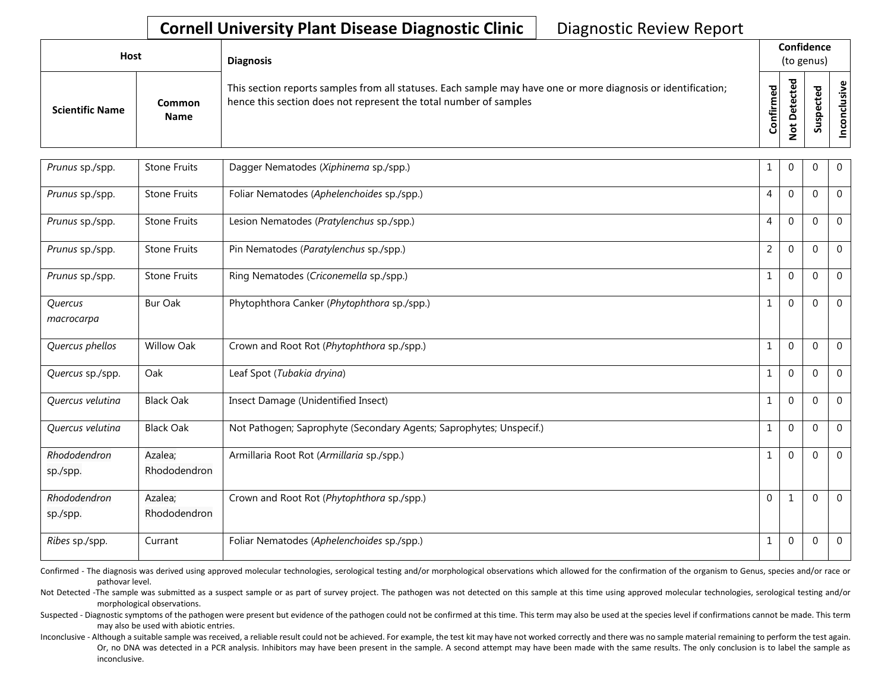**Cornell University Plant Disease Diagnostic Clinic** Diagnostic Review Report

| Host | | Diagnosis | Confidence (to genus) | | | |
|---|---|---|---|---|---|---|
| Scientific Name | Common Name | This section reports samples from all statuses. Each sample may have one or more diagnosis or identification; hence this section does not represent the total number of samples | Confirmed | Not Detected | Suspected | Inconclusive |
| *Prunus* sp./spp. | Stone Fruits | Dagger Nematodes (*Xiphinema* sp./spp.) | 1 | 0 | 0 | 0 |
| *Prunus* sp./spp. | Stone Fruits | Foliar Nematodes (*Aphelenchoides* sp./spp.) | 4 | 0 | 0 | 0 |
| *Prunus* sp./spp. | Stone Fruits | Lesion Nematodes (*Pratylenchus* sp./spp.) | 4 | 0 | 0 | 0 |
| *Prunus* sp./spp. | Stone Fruits | Pin Nematodes (*Paratylenchus* sp./spp.) | 2 | 0 | 0 | 0 |
| *Prunus* sp./spp. | Stone Fruits | Ring Nematodes (*Criconemella* sp./spp.) | 1 | 0 | 0 | 0 |
| *Quercus macrocarpa* | Bur Oak | Phytophthora Canker (*Phytophthora* sp./spp.) | 1 | 0 | 0 | 0 |
| *Quercus phellos* | Willow Oak | Crown and Root Rot (*Phytophthora* sp./spp.) | 1 | 0 | 0 | 0 |
| *Quercus* sp./spp. | Oak | Leaf Spot (*Tubakia dryina*) | 1 | 0 | 0 | 0 |
| *Quercus velutina* | Black Oak | Insect Damage (Unidentified Insect) | 1 | 0 | 0 | 0 |
| *Quercus velutina* | Black Oak | Not Pathogen; Saprophyte (Secondary Agents; Saprophytes; Unspecif.) | 1 | 0 | 0 | 0 |
| *Rhododendron* sp./spp. | Azalea; Rhododendron | Armillaria Root Rot (*Armillaria* sp./spp.) | 1 | 0 | 0 | 0 |
| *Rhododendron* sp./spp. | Azalea; Rhododendron | Crown and Root Rot (*Phytophthora* sp./spp.) | 0 | 1 | 0 | 0 |
| *Ribes* sp./spp. | Currant | Foliar Nematodes (*Aphelenchoides* sp./spp.) | 1 | 0 | 0 | 0 |

Confirmed - The diagnosis was derived using approved molecular technologies, serological testing and/or morphological observations which allowed for the confirmation of the organism to Genus, species and/or race or pathovar level.

Not Detected -The sample was submitted as a suspect sample or as part of survey project. The pathogen was not detected on this sample at this time using approved molecular technologies, serological testing and/or morphological observations.

Suspected - Diagnostic symptoms of the pathogen were present but evidence of the pathogen could not be confirmed at this time. This term may also be used at the species level if confirmations cannot be made. This term may also be used with abiotic entries.

Inconclusive - Although a suitable sample was received, a reliable result could not be achieved. For example, the test kit may have not worked correctly and there was no sample material remaining to perform the test again. Or, no DNA was detected in a PCR analysis. Inhibitors may have been present in the sample. A second attempt may have been made with the same results. The only conclusion is to label the sample as inconclusive.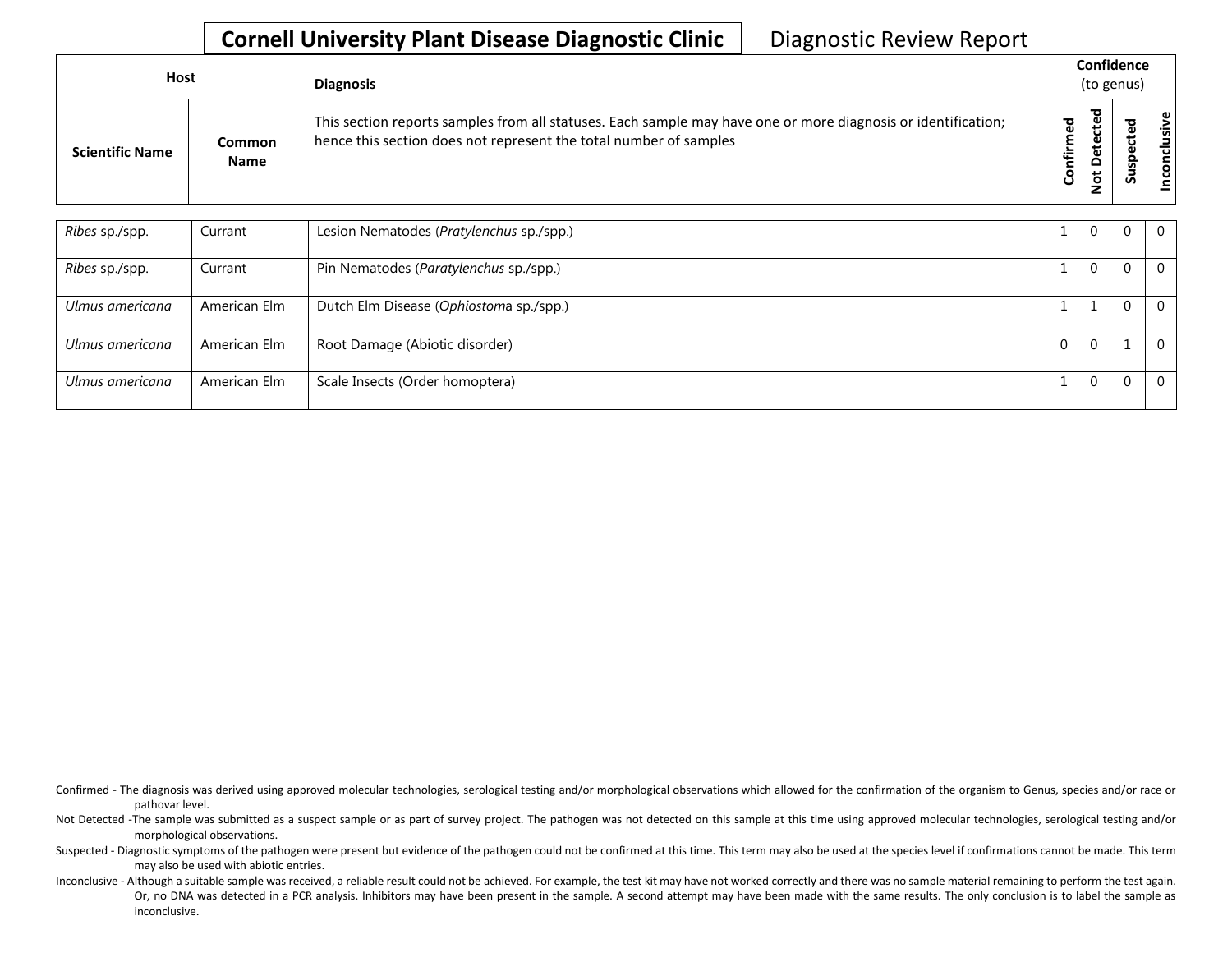# Cornell University Plant Disease Diagnostic Clinic

Diagnostic Review Report

| Host | | Diagnosis | Confidence (to genus) | | | |
|---|---|---|---|---|---|---|
| Scientific Name | Common Name | This section reports samples from all statuses. Each sample may have one or more diagnosis or identification; hence this section does not represent the total number of samples | Confirmed | Not Detected | Suspected | Inconclusive |
| *Ribes* sp./spp. | Currant | Lesion Nematodes (*Pratylenchus* sp./spp.) | 1 | 0 | 0 | 0 |
| *Ribes* sp./spp. | Currant | Pin Nematodes (*Paratylenchus* sp./spp.) | 1 | 0 | 0 | 0 |
| *Ulmus americana* | American Elm | Dutch Elm Disease (*Ophiostoma* sp./spp.) | 1 | 1 | 0 | 0 |
| *Ulmus americana* | American Elm | Root Damage (Abiotic disorder) | 0 | 0 | 1 | 0 |
| *Ulmus americana* | American Elm | Scale Insects (Order homoptera) | 1 | 0 | 0 | 0 |

Confirmed - The diagnosis was derived using approved molecular technologies, serological testing and/or morphological observations which allowed for the confirmation of the organism to Genus, species and/or race or pathovar level.

Not Detected -The sample was submitted as a suspect sample or as part of survey project. The pathogen was not detected on this sample at this time using approved molecular technologies, serological testing and/or morphological observations.

Suspected - Diagnostic symptoms of the pathogen were present but evidence of the pathogen could not be confirmed at this time. This term may also be used at the species level if confirmations cannot be made. This term may also be used with abiotic entries.

Inconclusive - Although a suitable sample was received, a reliable result could not be achieved. For example, the test kit may have not worked correctly and there was no sample material remaining to perform the test again. Or, no DNA was detected in a PCR analysis. Inhibitors may have been present in the sample. A second attempt may have been made with the same results. The only conclusion is to label the sample as inconclusive.